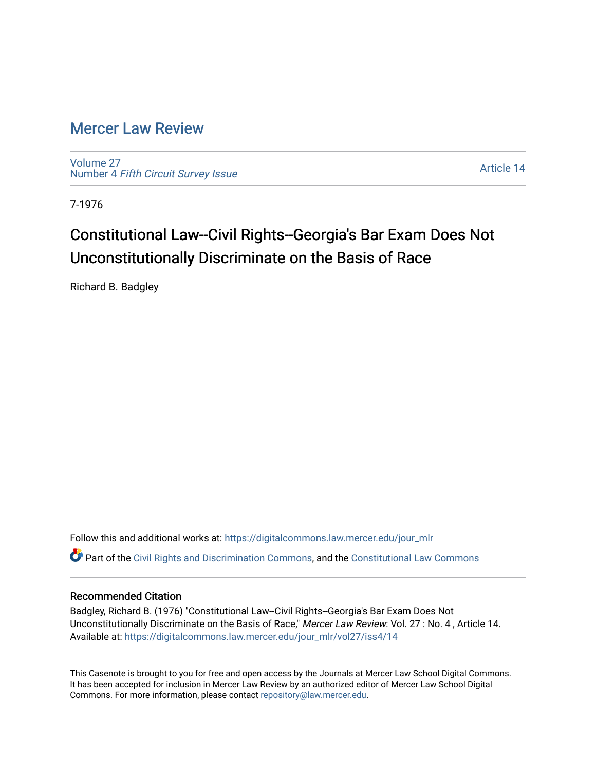# Mercer Law Review

Volume 27
Number 4 *Fifth Circuit Survey Issue*

Article 14

7-1976

## Constitutional Law--Civil Rights--Georgia's Bar Exam Does Not Unconstitutionally Discriminate on the Basis of Race

Richard B. Badgley

Follow this and additional works at: https://digitalcommons.law.mercer.edu/jour_mlr

Part of the Civil Rights and Discrimination Commons, and the Constitutional Law Commons

### Recommended Citation

Badgley, Richard B. (1976) "Constitutional Law--Civil Rights--Georgia's Bar Exam Does Not Unconstitutionally Discriminate on the Basis of Race," *Mercer Law Review*: Vol. 27 : No. 4 , Article 14.
Available at: https://digitalcommons.law.mercer.edu/jour_mlr/vol27/iss4/14

This Casenote is brought to you for free and open access by the Journals at Mercer Law School Digital Commons. It has been accepted for inclusion in Mercer Law Review by an authorized editor of Mercer Law School Digital Commons. For more information, please contact repository@law.mercer.edu.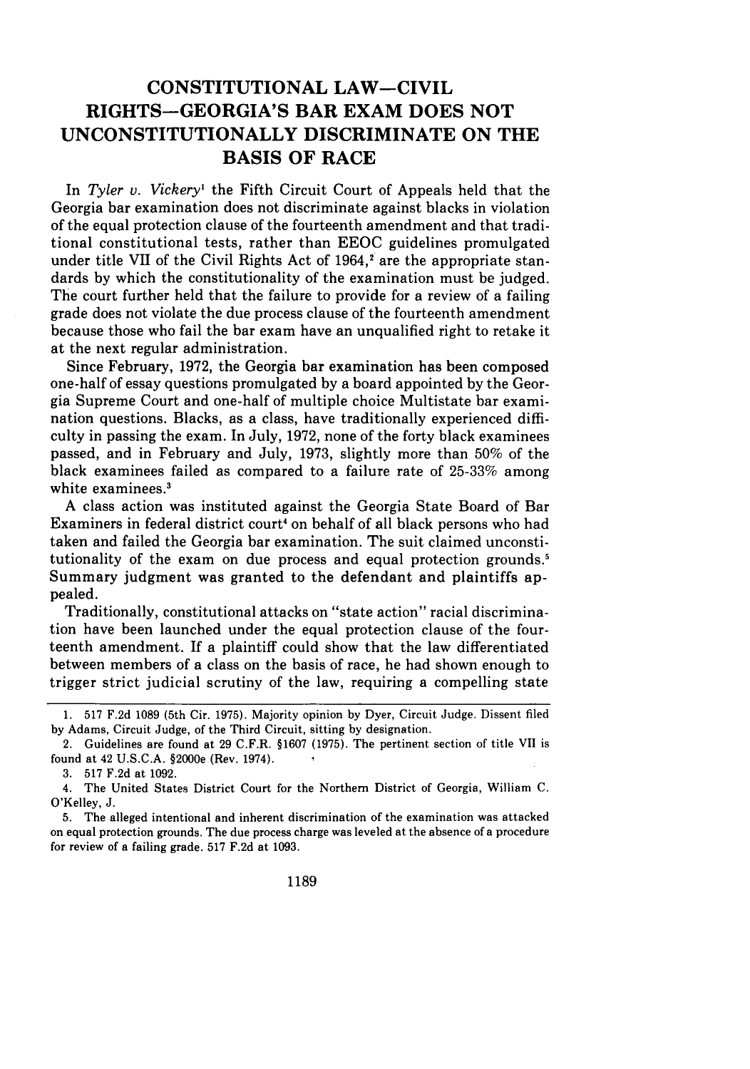# CONSTITUTIONAL LAW—CIVIL RIGHTS—GEORGIA'S BAR EXAM DOES NOT UNCONSTITUTIONALLY DISCRIMINATE ON THE BASIS OF RACE

In *Tyler v. Vickery*[1] the Fifth Circuit Court of Appeals held that the Georgia bar examination does not discriminate against blacks in violation of the equal protection clause of the fourteenth amendment and that traditional constitutional tests, rather than EEOC guidelines promulgated under title VII of the Civil Rights Act of 1964,[2] are the appropriate standards by which the constitutionality of the examination must be judged. The court further held that the failure to provide for a review of a failing grade does not violate the due process clause of the fourteenth amendment because those who fail the bar exam have an unqualified right to retake it at the next regular administration.

Since February, 1972, the Georgia bar examination has been composed one-half of essay questions promulgated by a board appointed by the Georgia Supreme Court and one-half of multiple choice Multistate bar examination questions. Blacks, as a class, have traditionally experienced difficulty in passing the exam. In July, 1972, none of the forty black examinees passed, and in February and July, 1973, slightly more than 50% of the black examinees failed as compared to a failure rate of 25-33% among white examinees.[3]

A class action was instituted against the Georgia State Board of Bar Examiners in federal district court[4] on behalf of all black persons who had taken and failed the Georgia bar examination. The suit claimed unconstitutionality of the exam on due process and equal protection grounds.[5] Summary judgment was granted to the defendant and plaintiffs appealed.

Traditionally, constitutional attacks on "state action" racial discrimination have been launched under the equal protection clause of the fourteenth amendment. If a plaintiff could show that the law differentiated between members of a class on the basis of race, he had shown enough to trigger strict judicial scrutiny of the law, requiring a compelling state

---

1. 517 F.2d 1089 (5th Cir. 1975). Majority opinion by Dyer, Circuit Judge. Dissent filed by Adams, Circuit Judge, of the Third Circuit, sitting by designation.

2. Guidelines are found at 29 C.F.R. §1607 (1975). The pertinent section of title VII is found at 42 U.S.C.A. §2000e (Rev. 1974).

3. 517 F.2d at 1092.

4. The United States District Court for the Northern District of Georgia, William C. O'Kelley, J.

5. The alleged intentional and inherent discrimination of the examination was attacked on equal protection grounds. The due process charge was leveled at the absence of a procedure for review of a failing grade. 517 F.2d at 1093.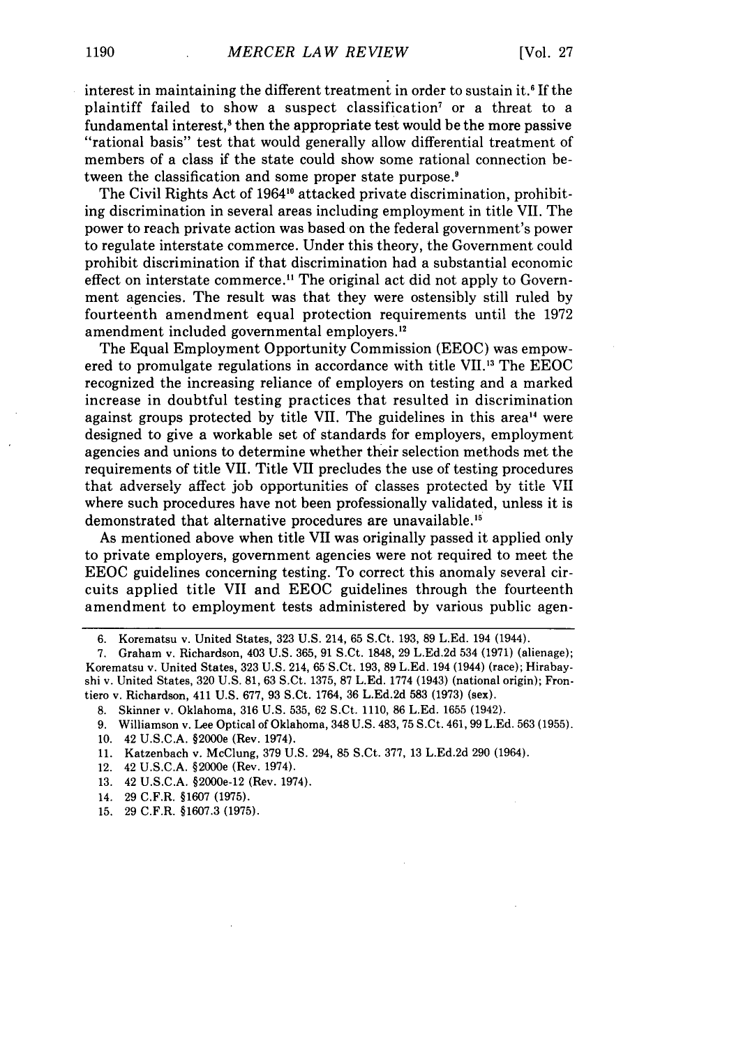interest in maintaining the different treatment in order to sustain it.[6] If the plaintiff failed to show a suspect classification[7] or a threat to a fundamental interest,[8] then the appropriate test would be the more passive "rational basis" test that would generally allow differential treatment of members of a class if the state could show some rational connection between the classification and some proper state purpose.[9]

The Civil Rights Act of 1964[10] attacked private discrimination, prohibiting discrimination in several areas including employment in title VII. The power to reach private action was based on the federal government's power to regulate interstate commerce. Under this theory, the Government could prohibit discrimination if that discrimination had a substantial economic effect on interstate commerce.[11] The original act did not apply to Government agencies. The result was that they were ostensibly still ruled by fourteenth amendment equal protection requirements until the 1972 amendment included governmental employers.[12]

The Equal Employment Opportunity Commission (EEOC) was empowered to promulgate regulations in accordance with title VII.[13] The EEOC recognized the increasing reliance of employers on testing and a marked increase in doubtful testing practices that resulted in discrimination against groups protected by title VII. The guidelines in this area[14] were designed to give a workable set of standards for employers, employment agencies and unions to determine whether their selection methods met the requirements of title VII. Title VII precludes the use of testing procedures that adversely affect job opportunities of classes protected by title VII where such procedures have not been professionally validated, unless it is demonstrated that alternative procedures are unavailable.[15]

As mentioned above when title VII was originally passed it applied only to private employers, government agencies were not required to meet the EEOC guidelines concerning testing. To correct this anomaly several circuits applied title VII and EEOC guidelines through the fourteenth amendment to employment tests administered by various public agen-

---

6. Korematsu v. United States, 323 U.S. 214, 65 S.Ct. 193, 89 L.Ed. 194 (1944).

7. Graham v. Richardson, 403 U.S. 365, 91 S.Ct. 1848, 29 L.Ed.2d 534 (1971) (alienage); Korematsu v. United States, 323 U.S. 214, 65 S.Ct. 193, 89 L.Ed. 194 (1944) (race); Hirabayshi v. United States, 320 U.S. 81, 63 S.Ct. 1375, 87 L.Ed. 1774 (1943) (national origin); Frontiero v. Richardson, 411 U.S. 677, 93 S.Ct. 1764, 36 L.Ed.2d 583 (1973) (sex).

8. Skinner v. Oklahoma, 316 U.S. 535, 62 S.Ct. 1110, 86 L.Ed. 1655 (1942).

9. Williamson v. Lee Optical of Oklahoma, 348 U.S. 483, 75 S.Ct. 461, 99 L.Ed. 563 (1955).

10. 42 U.S.C.A. §2000e (Rev. 1974).

11. Katzenbach v. McClung, 379 U.S. 294, 85 S.Ct. 377, 13 L.Ed.2d 290 (1964).

12. 42 U.S.C.A. §2000e (Rev. 1974).

13. 42 U.S.C.A. §2000e-12 (Rev. 1974).

14. 29 C.F.R. §1607 (1975).

15. 29 C.F.R. §1607.3 (1975).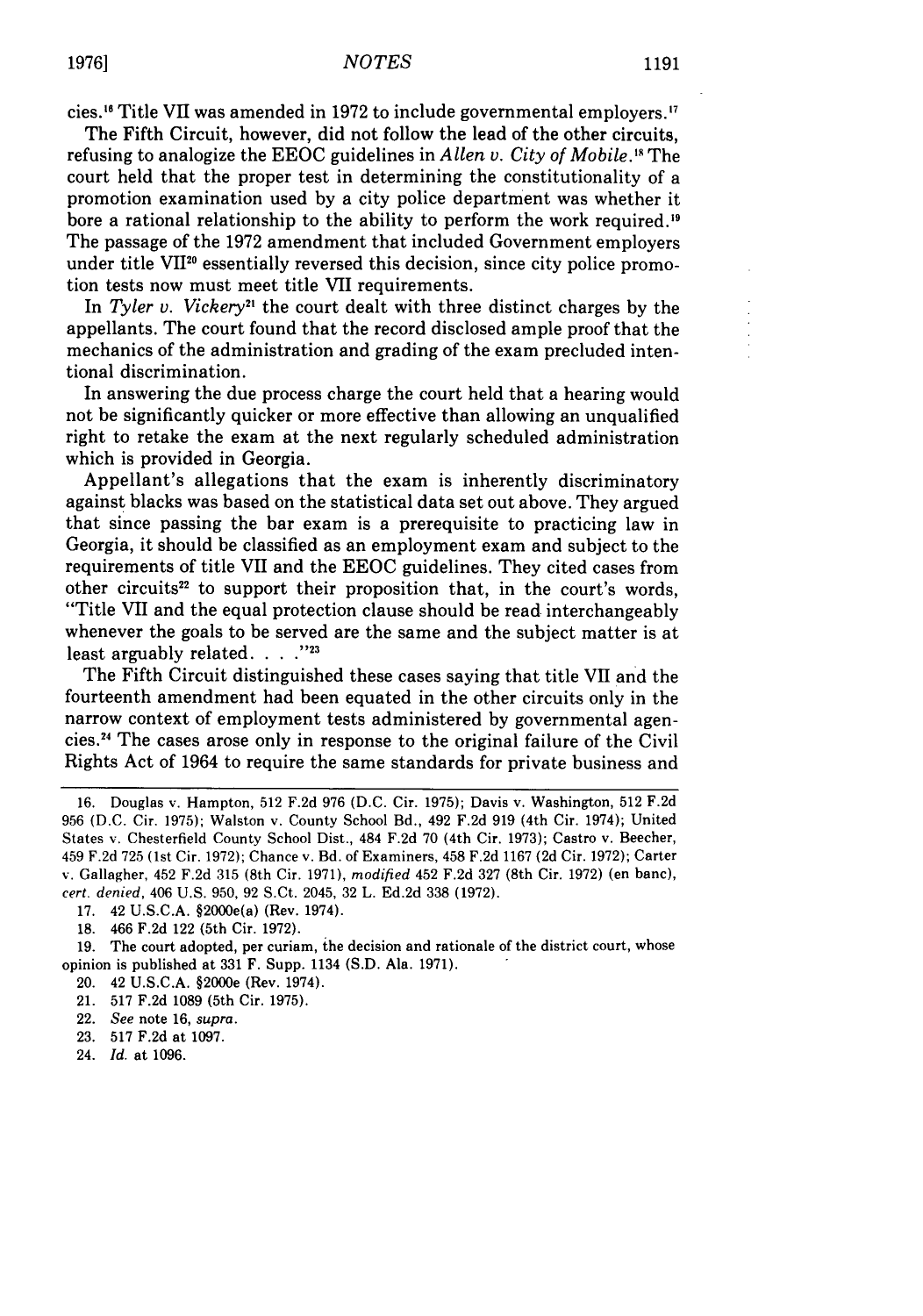cies.[16] Title VII was amended in 1972 to include governmental employers.[17]

The Fifth Circuit, however, did not follow the lead of the other circuits, refusing to analogize the EEOC guidelines in *Allen v. City of Mobile*.[18] The court held that the proper test in determining the constitutionality of a promotion examination used by a city police department was whether it bore a rational relationship to the ability to perform the work required.[19] The passage of the 1972 amendment that included Government employers under title VII[20] essentially reversed this decision, since city police promotion tests now must meet title VII requirements.

In *Tyler v. Vickery*[21] the court dealt with three distinct charges by the appellants. The court found that the record disclosed ample proof that the mechanics of the administration and grading of the exam precluded intentional discrimination.

In answering the due process charge the court held that a hearing would not be significantly quicker or more effective than allowing an unqualified right to retake the exam at the next regularly scheduled administration which is provided in Georgia.

Appellant's allegations that the exam is inherently discriminatory against blacks was based on the statistical data set out above. They argued that since passing the bar exam is a prerequisite to practicing law in Georgia, it should be classified as an employment exam and subject to the requirements of title VII and the EEOC guidelines. They cited cases from other circuits[22] to support their proposition that, in the court's words, "Title VII and the equal protection clause should be read interchangeably whenever the goals to be served are the same and the subject matter is at least arguably related. . . ."[23]

The Fifth Circuit distinguished these cases saying that title VII and the fourteenth amendment had been equated in the other circuits only in the narrow context of employment tests administered by governmental agencies.[24] The cases arose only in response to the original failure of the Civil Rights Act of 1964 to require the same standards for private business and

---

16. Douglas v. Hampton, 512 F.2d 976 (D.C. Cir. 1975); Davis v. Washington, 512 F.2d 956 (D.C. Cir. 1975); Walston v. County School Bd., 492 F.2d 919 (4th Cir. 1974); United States v. Chesterfield County School Dist., 484 F.2d 70 (4th Cir. 1973); Castro v. Beecher, 459 F.2d 725 (1st Cir. 1972); Chance v. Bd. of Examiners, 458 F.2d 1167 (2d Cir. 1972); Carter v. Gallagher, 452 F.2d 315 (8th Cir. 1971), *modified* 452 F.2d 327 (8th Cir. 1972) (en banc), *cert. denied*, 406 U.S. 950, 92 S.Ct. 2045, 32 L. Ed.2d 338 (1972).

17. 42 U.S.C.A. §2000e(a) (Rev. 1974).

18. 466 F.2d 122 (5th Cir. 1972).

19. The court adopted, per curiam, the decision and rationale of the district court, whose opinion is published at 331 F. Supp. 1134 (S.D. Ala. 1971).

20. 42 U.S.C.A. §2000e (Rev. 1974).

21. 517 F.2d 1089 (5th Cir. 1975).

22. *See* note 16, *supra*.

23. 517 F.2d at 1097.

24. *Id.* at 1096.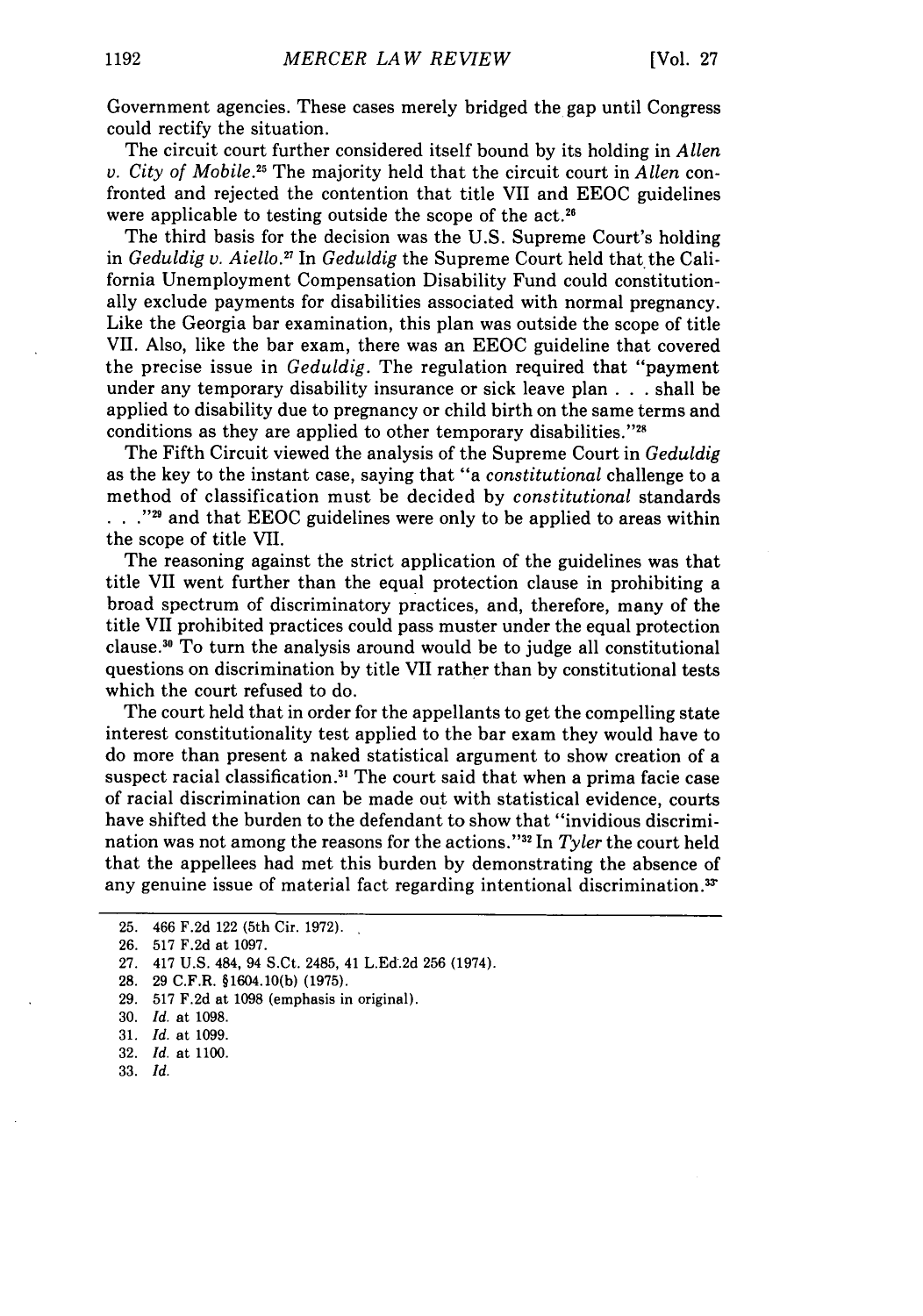Government agencies. These cases merely bridged the gap until Congress could rectify the situation.

The circuit court further considered itself bound by its holding in *Allen v. City of Mobile*.[25] The majority held that the circuit court in *Allen* confronted and rejected the contention that title VII and EEOC guidelines were applicable to testing outside the scope of the act.[26]

The third basis for the decision was the U.S. Supreme Court's holding in *Geduldig v. Aiello*.[27] In *Geduldig* the Supreme Court held that the California Unemployment Compensation Disability Fund could constitutionally exclude payments for disabilities associated with normal pregnancy. Like the Georgia bar examination, this plan was outside the scope of title VII. Also, like the bar exam, there was an EEOC guideline that covered the precise issue in *Geduldig*. The regulation required that "payment under any temporary disability insurance or sick leave plan . . . shall be applied to disability due to pregnancy or child birth on the same terms and conditions as they are applied to other temporary disabilities."[28]

The Fifth Circuit viewed the analysis of the Supreme Court in *Geduldig* as the key to the instant case, saying that "a *constitutional* challenge to a method of classification must be decided by *constitutional* standards . . ."[29] and that EEOC guidelines were only to be applied to areas within the scope of title VII.

The reasoning against the strict application of the guidelines was that title VII went further than the equal protection clause in prohibiting a broad spectrum of discriminatory practices, and, therefore, many of the title VII prohibited practices could pass muster under the equal protection clause.[30] To turn the analysis around would be to judge all constitutional questions on discrimination by title VII rather than by constitutional tests which the court refused to do.

The court held that in order for the appellants to get the compelling state interest constitutionality test applied to the bar exam they would have to do more than present a naked statistical argument to show creation of a suspect racial classification.[31] The court said that when a prima facie case of racial discrimination can be made out with statistical evidence, courts have shifted the burden to the defendant to show that "invidious discrimination was not among the reasons for the actions."[32] In *Tyler* the court held that the appellees had met this burden by demonstrating the absence of any genuine issue of material fact regarding intentional discrimination.[33]

---

25. 466 F.2d 122 (5th Cir. 1972).
26. 517 F.2d at 1097.
27. 417 U.S. 484, 94 S.Ct. 2485, 41 L.Ed.2d 256 (1974).
28. 29 C.F.R. §1604.10(b) (1975).
29. 517 F.2d at 1098 (emphasis in original).
30. *Id.* at 1098.
31. *Id.* at 1099.
32. *Id.* at 1100.
33. *Id.*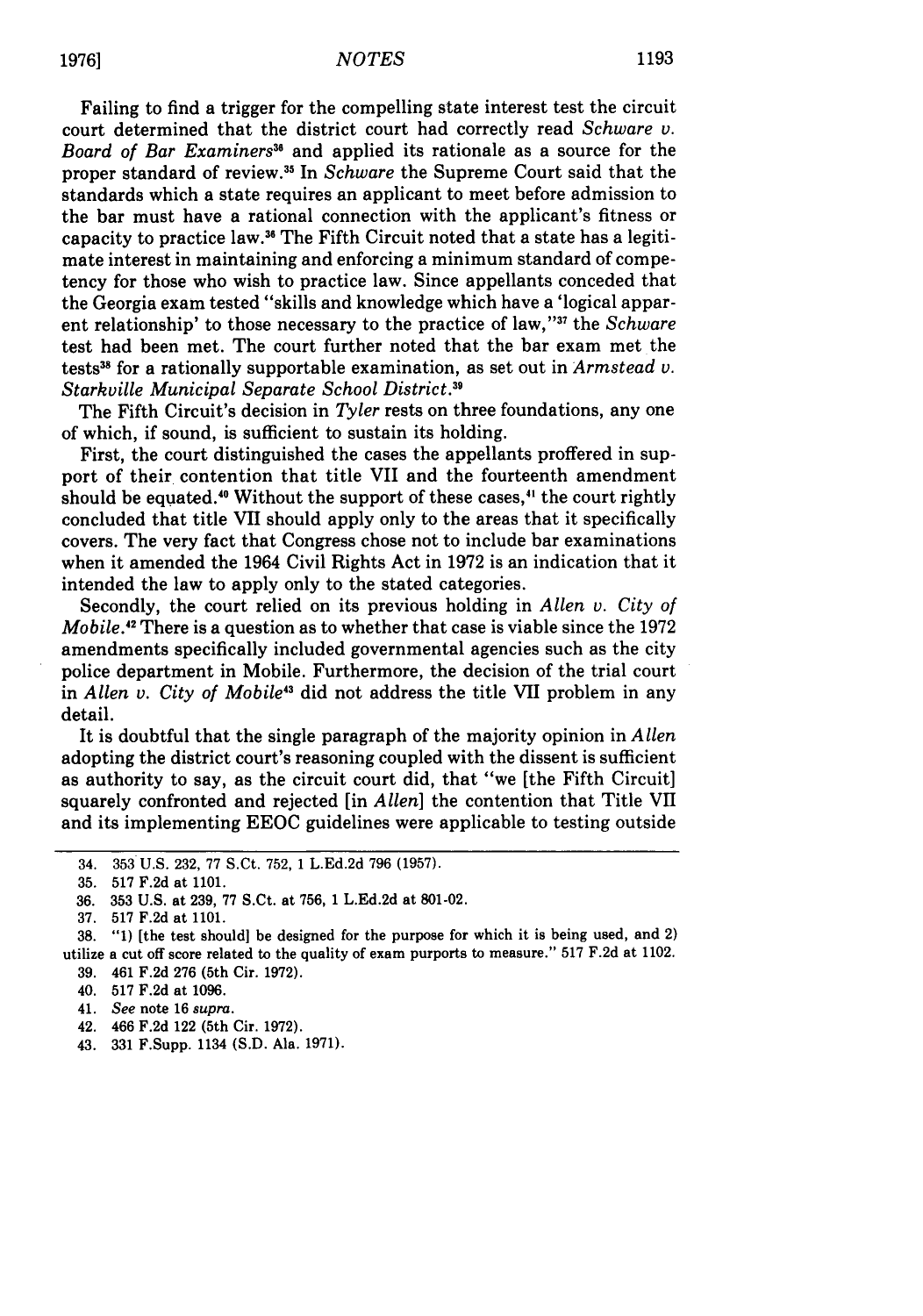Failing to find a trigger for the compelling state interest test the circuit court determined that the district court had correctly read *Schware v. Board of Bar Examiners*[34] and applied its rationale as a source for the proper standard of review.[35] In *Schware* the Supreme Court said that the standards which a state requires an applicant to meet before admission to the bar must have a rational connection with the applicant's fitness or capacity to practice law.[36] The Fifth Circuit noted that a state has a legitimate interest in maintaining and enforcing a minimum standard of competency for those who wish to practice law. Since appellants conceded that the Georgia exam tested "skills and knowledge which have a 'logical apparent relationship' to those necessary to the practice of law,"[37] the *Schware* test had been met. The court further noted that the bar exam met the tests[38] for a rationally supportable examination, as set out in *Armstead v. Starkville Municipal Separate School District*.[39]

The Fifth Circuit's decision in *Tyler* rests on three foundations, any one of which, if sound, is sufficient to sustain its holding.

First, the court distinguished the cases the appellants proffered in support of their contention that title VII and the fourteenth amendment should be equated.[40] Without the support of these cases,[41] the court rightly concluded that title VII should apply only to the areas that it specifically covers. The very fact that Congress chose not to include bar examinations when it amended the 1964 Civil Rights Act in 1972 is an indication that it intended the law to apply only to the stated categories.

Secondly, the court relied on its previous holding in *Allen v. City of Mobile*.[42] There is a question as to whether that case is viable since the 1972 amendments specifically included governmental agencies such as the city police department in Mobile. Furthermore, the decision of the trial court in *Allen v. City of Mobile*[43] did not address the title VII problem in any detail.

It is doubtful that the single paragraph of the majority opinion in *Allen* adopting the district court's reasoning coupled with the dissent is sufficient as authority to say, as the circuit court did, that "we [the Fifth Circuit] squarely confronted and rejected [in *Allen*] the contention that Title VII and its implementing EEOC guidelines were applicable to testing outside

---

34. 353 U.S. 232, 77 S.Ct. 752, 1 L.Ed.2d 796 (1957).

35. 517 F.2d at 1101.

36. 353 U.S. at 239, 77 S.Ct. at 756, 1 L.Ed.2d at 801-02.

37. 517 F.2d at 1101.

38. "1) [the test should] be designed for the purpose for which it is being used, and 2) utilize a cut off score related to the quality of exam purports to measure." 517 F.2d at 1102.

39. 461 F.2d 276 (5th Cir. 1972).

40. 517 F.2d at 1096.

41. *See* note 16 *supra*.

42. 466 F.2d 122 (5th Cir. 1972).

43. 331 F.Supp. 1134 (S.D. Ala. 1971).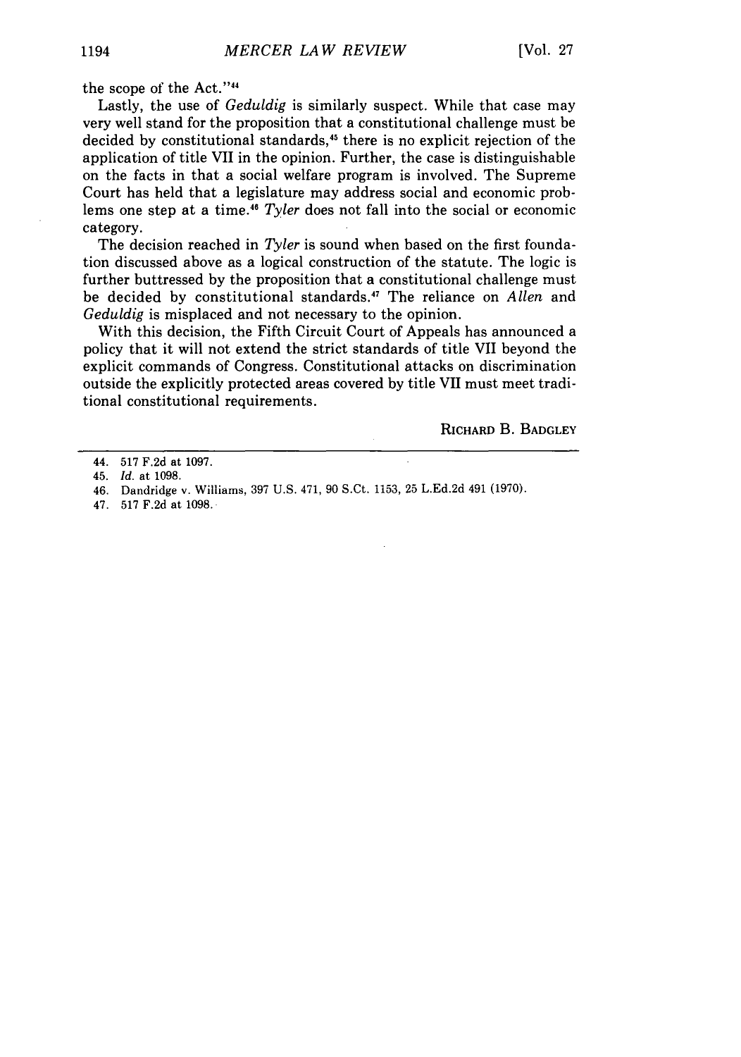the scope of the Act."[44]

Lastly, the use of *Geduldig* is similarly suspect. While that case may very well stand for the proposition that a constitutional challenge must be decided by constitutional standards,[45] there is no explicit rejection of the application of title VII in the opinion. Further, the case is distinguishable on the facts in that a social welfare program is involved. The Supreme Court has held that a legislature may address social and economic problems one step at a time.[46] *Tyler* does not fall into the social or economic category.

The decision reached in *Tyler* is sound when based on the first foundation discussed above as a logical construction of the statute. The logic is further buttressed by the proposition that a constitutional challenge must be decided by constitutional standards.[47] The reliance on *Allen* and *Geduldig* is misplaced and not necessary to the opinion.

With this decision, the Fifth Circuit Court of Appeals has announced a policy that it will not extend the strict standards of title VII beyond the explicit commands of Congress. Constitutional attacks on discrimination outside the explicitly protected areas covered by title VII must meet traditional constitutional requirements.

RICHARD B. BADGLEY

---

44. 517 F.2d at 1097.
45. *Id.* at 1098.
46. Dandridge v. Williams, 397 U.S. 471, 90 S.Ct. 1153, 25 L.Ed.2d 491 (1970).
47. 517 F.2d at 1098.